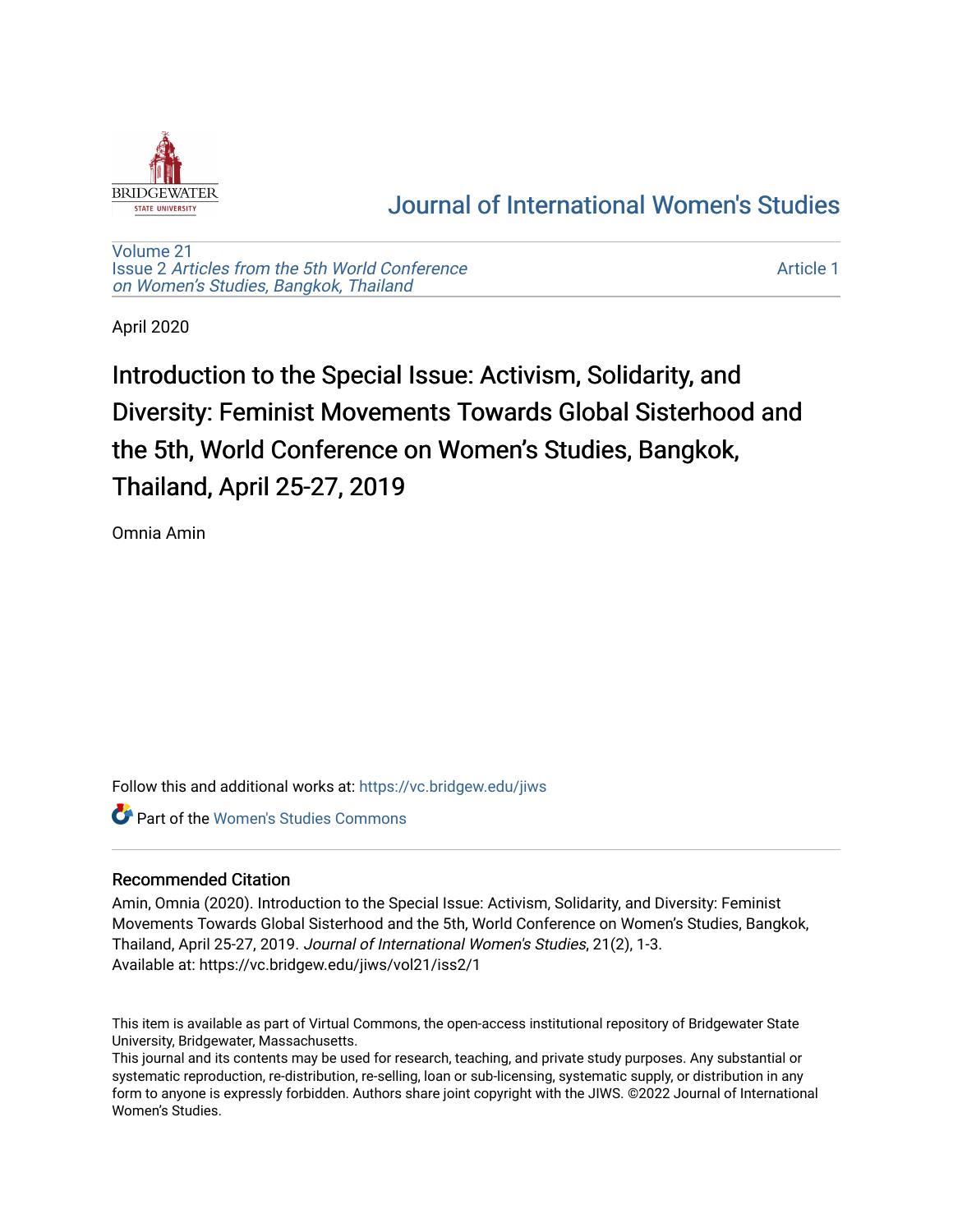Journal of International Women's Studies

Volume 21
Issue 2 *Articles from the 5th World Conference on Women's Studies, Bangkok, Thailand*

Article 1

April 2020

# Introduction to the Special Issue: Activism, Solidarity, and Diversity: Feminist Movements Towards Global Sisterhood and the 5th, World Conference on Women's Studies, Bangkok, Thailand, April 25-27, 2019

Omnia Amin

Follow this and additional works at: https://vc.bridgew.edu/jiws

Part of the Women's Studies Commons

## Recommended Citation

Amin, Omnia (2020). Introduction to the Special Issue: Activism, Solidarity, and Diversity: Feminist Movements Towards Global Sisterhood and the 5th, World Conference on Women's Studies, Bangkok, Thailand, April 25-27, 2019. *Journal of International Women's Studies*, 21(2), 1-3.
Available at: https://vc.bridgew.edu/jiws/vol21/iss2/1

This item is available as part of Virtual Commons, the open-access institutional repository of Bridgewater State University, Bridgewater, Massachusetts.
This journal and its contents may be used for research, teaching, and private study purposes. Any substantial or systematic reproduction, re-distribution, re-selling, loan or sub-licensing, systematic supply, or distribution in any form to anyone is expressly forbidden. Authors share joint copyright with the JIWS. ©2022 Journal of International Women's Studies.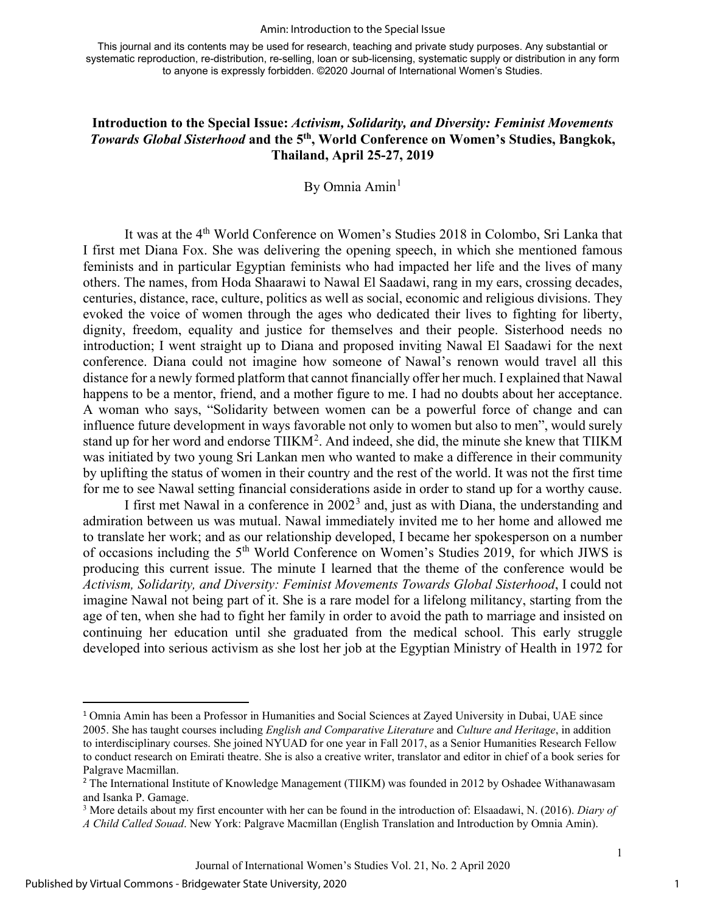This journal and its contents may be used for research, teaching and private study purposes. Any substantial or systematic reproduction, re-distribution, re-selling, loan or sub-licensing, systematic supply or distribution in any form to anyone is expressly forbidden. ©2020 Journal of International Women's Studies.

# Introduction to the Special Issue: *Activism, Solidarity, and Diversity: Feminist Movements Towards Global Sisterhood* and the 5th, World Conference on Women's Studies, Bangkok, Thailand, April 25-27, 2019

By Omnia Amin[1]

It was at the 4th World Conference on Women's Studies 2018 in Colombo, Sri Lanka that I first met Diana Fox. She was delivering the opening speech, in which she mentioned famous feminists and in particular Egyptian feminists who had impacted her life and the lives of many others. The names, from Hoda Shaarawi to Nawal El Saadawi, rang in my ears, crossing decades, centuries, distance, race, culture, politics as well as social, economic and religious divisions. They evoked the voice of women through the ages who dedicated their lives to fighting for liberty, dignity, freedom, equality and justice for themselves and their people. Sisterhood needs no introduction; I went straight up to Diana and proposed inviting Nawal El Saadawi for the next conference. Diana could not imagine how someone of Nawal's renown would travel all this distance for a newly formed platform that cannot financially offer her much. I explained that Nawal happens to be a mentor, friend, and a mother figure to me. I had no doubts about her acceptance. A woman who says, "Solidarity between women can be a powerful force of change and can influence future development in ways favorable not only to women but also to men", would surely stand up for her word and endorse TIIKM[2]. And indeed, she did, the minute she knew that TIIKM was initiated by two young Sri Lankan men who wanted to make a difference in their community by uplifting the status of women in their country and the rest of the world. It was not the first time for me to see Nawal setting financial considerations aside in order to stand up for a worthy cause.

I first met Nawal in a conference in 2002[3] and, just as with Diana, the understanding and admiration between us was mutual. Nawal immediately invited me to her home and allowed me to translate her work; and as our relationship developed, I became her spokesperson on a number of occasions including the 5th World Conference on Women's Studies 2019, for which JIWS is producing this current issue. The minute I learned that the theme of the conference would be *Activism, Solidarity, and Diversity: Feminist Movements Towards Global Sisterhood*, I could not imagine Nawal not being part of it. She is a rare model for a lifelong militancy, starting from the age of ten, when she had to fight her family in order to avoid the path to marriage and insisted on continuing her education until she graduated from the medical school. This early struggle developed into serious activism as she lost her job at the Egyptian Ministry of Health in 1972 for

---

[1] Omnia Amin has been a Professor in Humanities and Social Sciences at Zayed University in Dubai, UAE since 2005. She has taught courses including *English and Comparative Literature* and *Culture and Heritage*, in addition to interdisciplinary courses. She joined NYUAD for one year in Fall 2017, as a Senior Humanities Research Fellow to conduct research on Emirati theatre. She is also a creative writer, translator and editor in chief of a book series for Palgrave Macmillan.

[2] The International Institute of Knowledge Management (TIIKM) was founded in 2012 by Oshadee Withanawasam and Isanka P. Gamage.

[3] More details about my first encounter with her can be found in the introduction of: Elsaadawi, N. (2016). *Diary of A Child Called Souad*. New York: Palgrave Macmillan (English Translation and Introduction by Omnia Amin).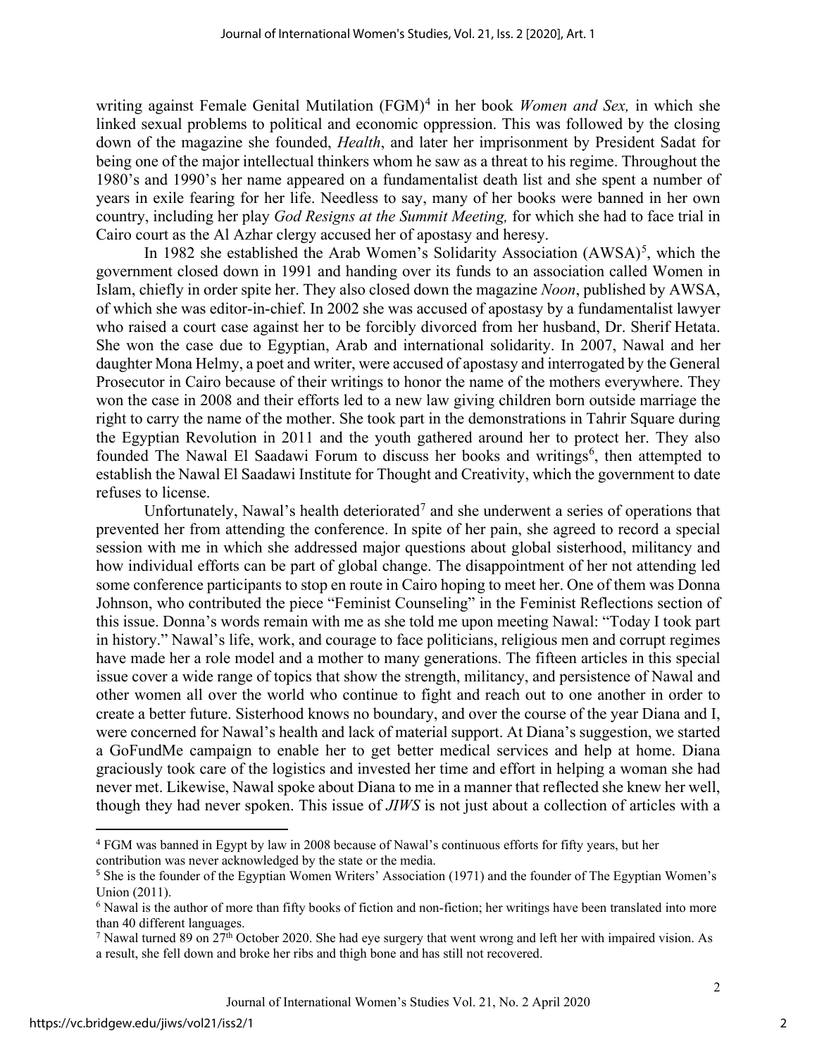writing against Female Genital Mutilation (FGM)[4] in her book *Women and Sex,* in which she linked sexual problems to political and economic oppression. This was followed by the closing down of the magazine she founded, *Health*, and later her imprisonment by President Sadat for being one of the major intellectual thinkers whom he saw as a threat to his regime. Throughout the 1980's and 1990's her name appeared on a fundamentalist death list and she spent a number of years in exile fearing for her life. Needless to say, many of her books were banned in her own country, including her play *God Resigns at the Summit Meeting,* for which she had to face trial in Cairo court as the Al Azhar clergy accused her of apostasy and heresy.

In 1982 she established the Arab Women's Solidarity Association (AWSA)[5], which the government closed down in 1991 and handing over its funds to an association called Women in Islam, chiefly in order spite her. They also closed down the magazine *Noon*, published by AWSA, of which she was editor-in-chief. In 2002 she was accused of apostasy by a fundamentalist lawyer who raised a court case against her to be forcibly divorced from her husband, Dr. Sherif Hetata. She won the case due to Egyptian, Arab and international solidarity. In 2007, Nawal and her daughter Mona Helmy, a poet and writer, were accused of apostasy and interrogated by the General Prosecutor in Cairo because of their writings to honor the name of the mothers everywhere. They won the case in 2008 and their efforts led to a new law giving children born outside marriage the right to carry the name of the mother. She took part in the demonstrations in Tahrir Square during the Egyptian Revolution in 2011 and the youth gathered around her to protect her. They also founded The Nawal El Saadawi Forum to discuss her books and writings[6], then attempted to establish the Nawal El Saadawi Institute for Thought and Creativity, which the government to date refuses to license.

Unfortunately, Nawal's health deteriorated[7] and she underwent a series of operations that prevented her from attending the conference. In spite of her pain, she agreed to record a special session with me in which she addressed major questions about global sisterhood, militancy and how individual efforts can be part of global change. The disappointment of her not attending led some conference participants to stop en route in Cairo hoping to meet her. One of them was Donna Johnson, who contributed the piece "Feminist Counseling" in the Feminist Reflections section of this issue. Donna's words remain with me as she told me upon meeting Nawal: "Today I took part in history." Nawal's life, work, and courage to face politicians, religious men and corrupt regimes have made her a role model and a mother to many generations. The fifteen articles in this special issue cover a wide range of topics that show the strength, militancy, and persistence of Nawal and other women all over the world who continue to fight and reach out to one another in order to create a better future. Sisterhood knows no boundary, and over the course of the year Diana and I, were concerned for Nawal's health and lack of material support. At Diana's suggestion, we started a GoFundMe campaign to enable her to get better medical services and help at home. Diana graciously took care of the logistics and invested her time and effort in helping a woman she had never met. Likewise, Nawal spoke about Diana to me in a manner that reflected she knew her well, though they had never spoken. This issue of *JIWS* is not just about a collection of articles with a

---

[4] FGM was banned in Egypt by law in 2008 because of Nawal's continuous efforts for fifty years, but her contribution was never acknowledged by the state or the media.

[5] She is the founder of the Egyptian Women Writers' Association (1971) and the founder of The Egyptian Women's Union (2011).

[6] Nawal is the author of more than fifty books of fiction and non-fiction; her writings have been translated into more than 40 different languages.

[7] Nawal turned 89 on 27th October 2020. She had eye surgery that went wrong and left her with impaired vision. As a result, she fell down and broke her ribs and thigh bone and has still not recovered.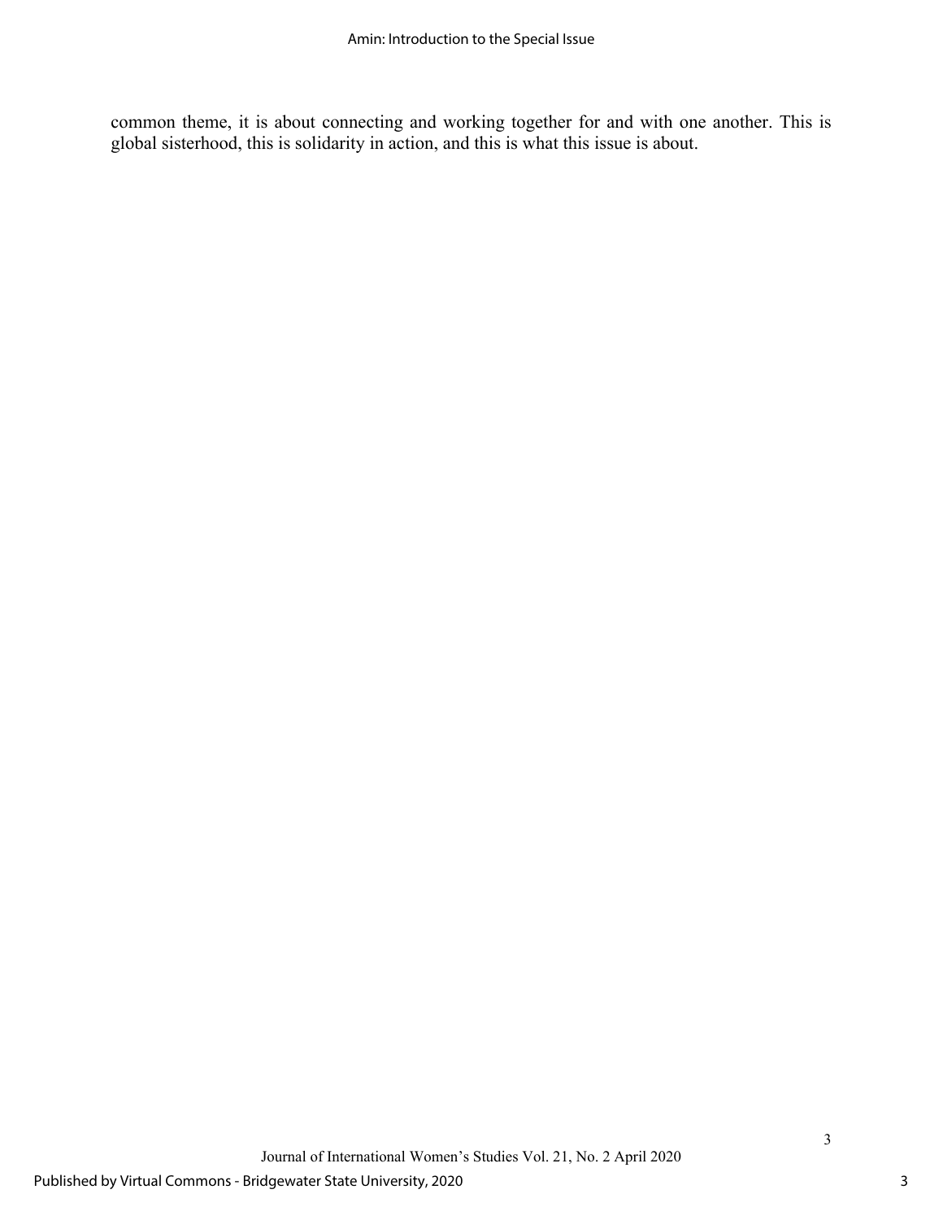common theme, it is about connecting and working together for and with one another. This is global sisterhood, this is solidarity in action, and this is what this issue is about.